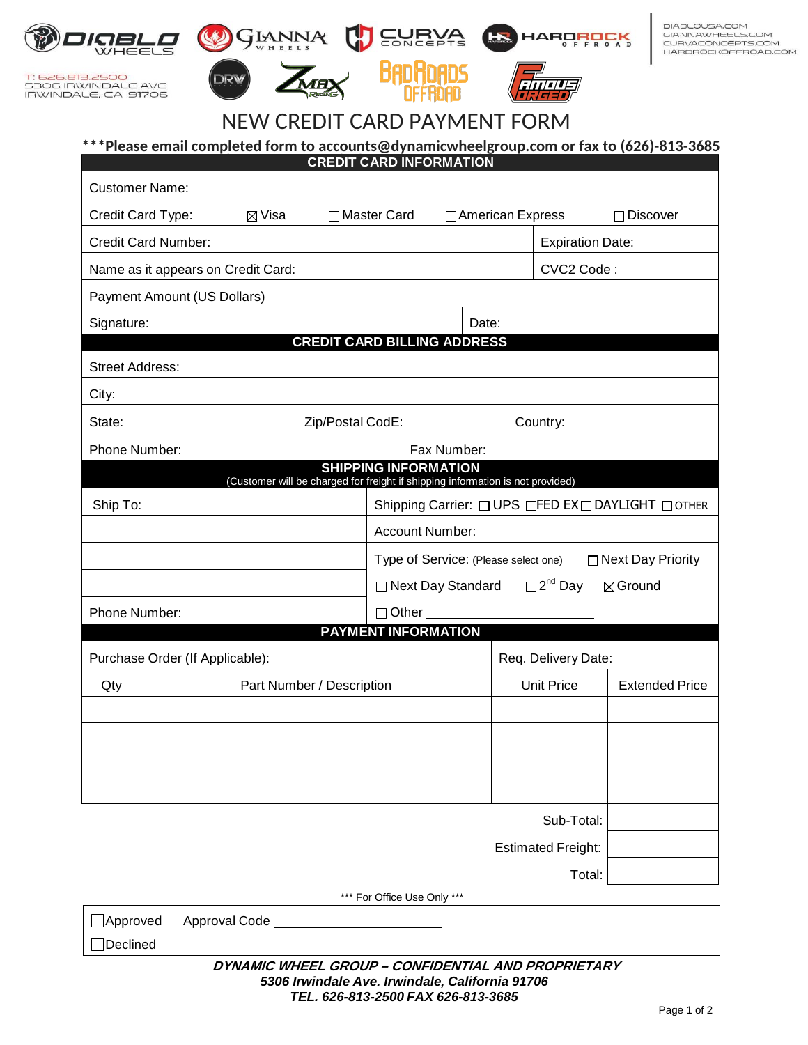T: 626.813.2500
5306 IRWINDALE AVE
IRWINDALE, CA 91706

DIABLOUSA.COM
GIANNAWHEELS.COM
CURVACONCEPTS.COM
HARDROCKOFFROAD.COM

# NEW CREDIT CARD PAYMENT FORM

**\*\*\*Please email completed form to accounts@dynamicwheelgroup.com or fax to (626)-813-3685**

## CREDIT CARD INFORMATION

| | | | |
|---|---|---|---|
| Customer Name: | | | |
| Credit Card Type: ☒ Visa ☐ Master Card ☐ American Express ☐ Discover | | | |
| Credit Card Number: | | Expiration Date: | |
| Name as it appears on Credit Card: | | CVC2 Code : | |
| Payment Amount (US Dollars) | | | |
| Signature: | | Date: | |

## CREDIT CARD BILLING ADDRESS

| | | |
|---|---|---|
| Street Address: | | |
| City: | | |
| State: | Zip/Postal CodE: | Country: |
| Phone Number: | Fax Number: | |

## SHIPPING INFORMATION

(Customer will be charged for freight if shipping information is not provided)

| | |
|---|---|
| Ship To: | Shipping Carrier: ☐ UPS ☐ FED EX ☐ DAYLIGHT ☐ OTHER |
| | Account Number: |
| | Type of Service: (Please select one) ☐ Next Day Priority |
| | ☐ Next Day Standard ☐ 2nd Day ☒ Ground |
| Phone Number: | ☐ Other ____________ |

## PAYMENT INFORMATION

| | | | |
|---|---|---|---|
| Purchase Order (If Applicable): | | Req. Delivery Date: | |
| Qty | Part Number / Description | Unit Price | Extended Price |
| | | | |
| | | | |
| | | | |
| | | Sub-Total: | |
| | | Estimated Freight: | |
| | | Total: | |

\*\*\* For Office Use Only \*\*\*

☐ Approved Approval Code ____________________

☐ Declined

***DYNAMIC WHEEL GROUP – CONFIDENTIAL AND PROPRIETARY***
***5306 Irwindale Ave. Irwindale, California 91706***
***TEL. 626-813-2500 FAX 626-813-3685***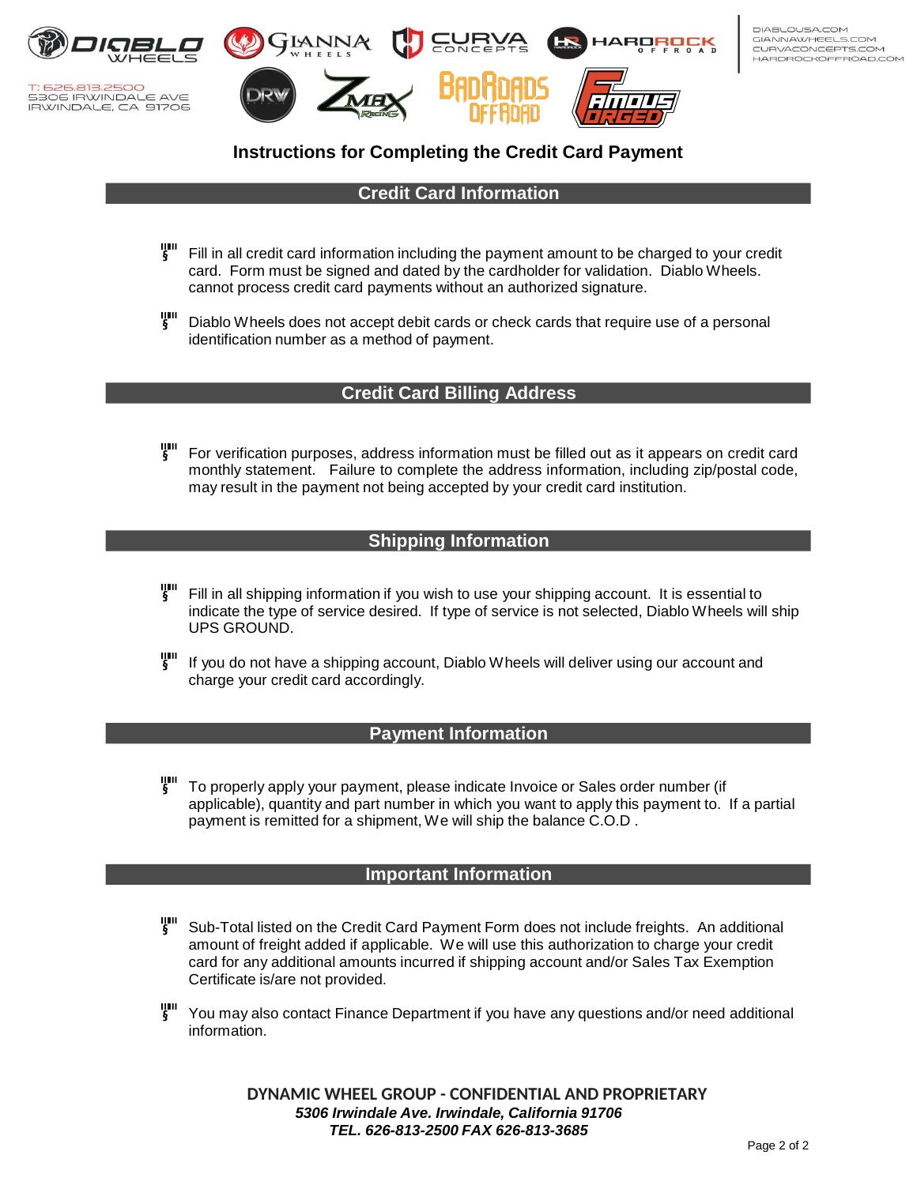T: 626.813.2500
5306 IRWINDALE AVE
IRWINDALE, CA 91706

DIABLOUSA.COM
GIANNAWHEELS.COM
CURVACONCEPTS.COM
HARDROCKOFFROAD.COM

## Instructions for Completing the Credit Card Payment

### Credit Card Information

- Fill in all credit card information including the payment amount to be charged to your credit card. Form must be signed and dated by the cardholder for validation. Diablo Wheels. cannot process credit card payments without an authorized signature.
- Diablo Wheels does not accept debit cards or check cards that require use of a personal identification number as a method of payment.

### Credit Card Billing Address

- For verification purposes, address information must be filled out as it appears on credit card monthly statement. Failure to complete the address information, including zip/postal code, may result in the payment not being accepted by your credit card institution.

### Shipping Information

- Fill in all shipping information if you wish to use your shipping account. It is essential to indicate the type of service desired. If type of service is not selected, Diablo Wheels will ship UPS GROUND.
- If you do not have a shipping account, Diablo Wheels will deliver using our account and charge your credit card accordingly.

### Payment Information

- To properly apply your payment, please indicate Invoice or Sales order number (if applicable), quantity and part number in which you want to apply this payment to. If a partial payment is remitted for a shipment, We will ship the balance C.O.D .

### Important Information

- Sub-Total listed on the Credit Card Payment Form does not include freights. An additional amount of freight added if applicable. We will use this authorization to charge your credit card for any additional amounts incurred if shipping account and/or Sales Tax Exemption Certificate is/are not provided.
- You may also contact Finance Department if you have any questions and/or need additional information.

**DYNAMIC WHEEL GROUP - CONFIDENTIAL AND PROPRIETARY**
***5306 Irwindale Ave. Irwindale, California 91706***
***TEL. 626-813-2500 FAX 626-813-3685***